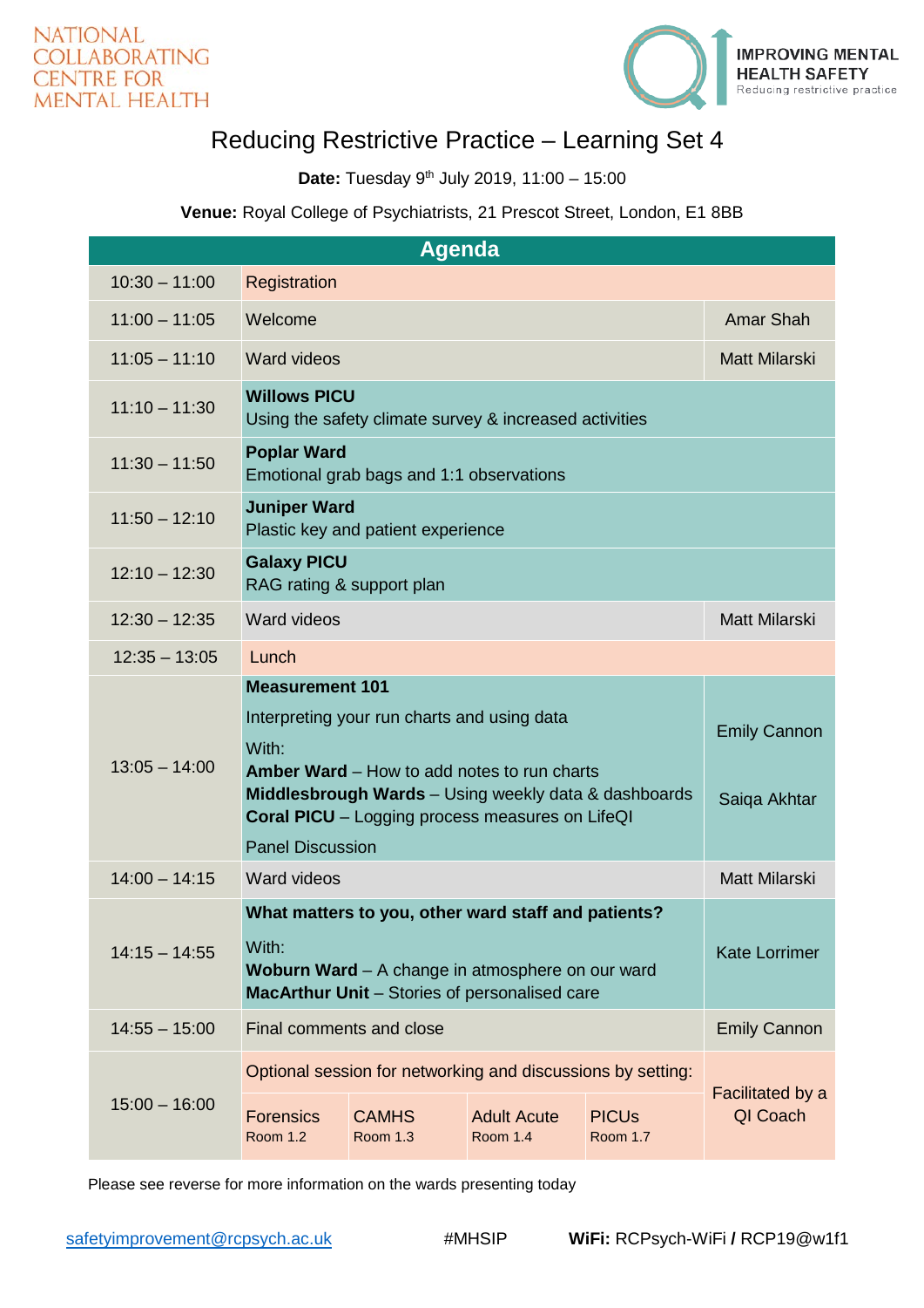NATIONAL COLLABORATING CENTRE FOR MENTAL HEALTH

IMPROVING MENTAL HEALTH SAFETY
Reducing restrictive practice

# Reducing Restrictive Practice – Learning Set 4

**Date:** Tuesday 9th July 2019, 11:00 – 15:00

**Venue:** Royal College of Psychiatrists, 21 Prescot Street, London, E1 8BB

## Agenda

| Time | Session | Presenter |
|---|---|---|
| 10:30 – 11:00 | Registration | |
| 11:00 – 11:05 | Welcome | Amar Shah |
| 11:05 – 11:10 | Ward videos | Matt Milarski |
| 11:10 – 11:30 | **Willows PICU**<br>Using the safety climate survey & increased activities | |
| 11:30 – 11:50 | **Poplar Ward**<br>Emotional grab bags and 1:1 observations | |
| 11:50 – 12:10 | **Juniper Ward**<br>Plastic key and patient experience | |
| 12:10 – 12:30 | **Galaxy PICU**<br>RAG rating & support plan | |
| 12:30 – 12:35 | Ward videos | Matt Milarski |
| 12:35 – 13:05 | Lunch | |
| 13:05 – 14:00 | **Measurement 101**<br>Interpreting your run charts and using data<br>With:<br>**Amber Ward** – How to add notes to run charts<br>**Middlesbrough Wards** – Using weekly data & dashboards<br>**Coral PICU** – Logging process measures on LifeQI<br>Panel Discussion | Emily Cannon<br>Saiqa Akhtar |
| 14:00 – 14:15 | Ward videos | Matt Milarski |
| 14:15 – 14:55 | **What matters to you, other ward staff and patients?**<br>With:<br>**Woburn Ward** – A change in atmosphere on our ward<br>**MacArthur Unit** – Stories of personalised care | Kate Lorrimer |
| 14:55 – 15:00 | Final comments and close | Emily Cannon |
| 15:00 – 16:00 | Optional session for networking and discussions by setting:<br>Forensics – Room 1.2<br>CAMHS – Room 1.3<br>Adult Acute – Room 1.4<br>PICUs – Room 1.7 | Facilitated by a QI Coach |

Please see reverse for more information on the wards presenting today

safetyimprovement@rcpsych.ac.uk #MHSIP **WiFi:** RCPsych-WiFi **/** RCP19@w1f1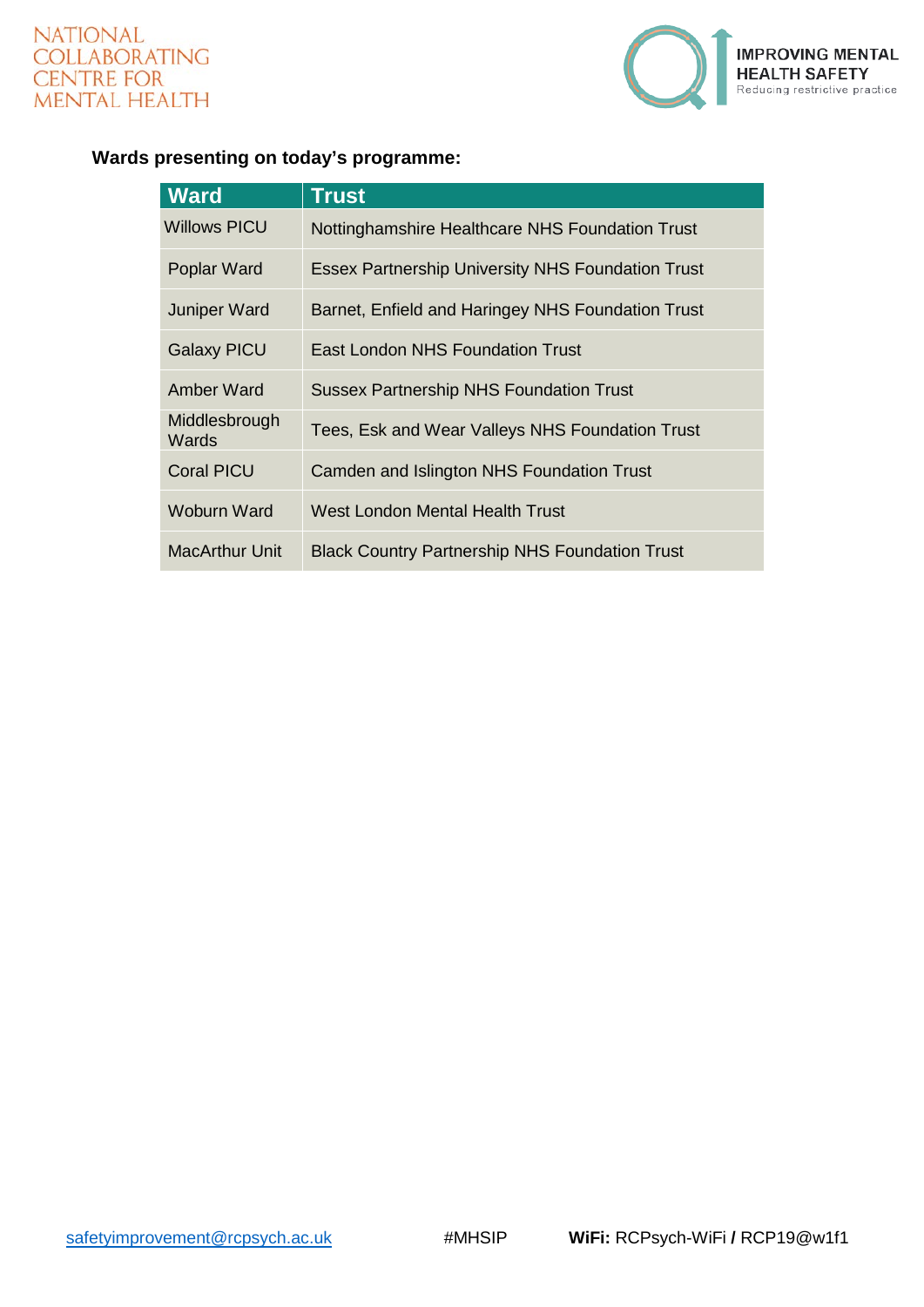**Wards presenting on today's programme:**

| Ward | Trust |
|---|---|
| Willows PICU | Nottinghamshire Healthcare NHS Foundation Trust |
| Poplar Ward | Essex Partnership University NHS Foundation Trust |
| Juniper Ward | Barnet, Enfield and Haringey NHS Foundation Trust |
| Galaxy PICU | East London NHS Foundation Trust |
| Amber Ward | Sussex Partnership NHS Foundation Trust |
| Middlesbrough Wards | Tees, Esk and Wear Valleys NHS Foundation Trust |
| Coral PICU | Camden and Islington NHS Foundation Trust |
| Woburn Ward | West London Mental Health Trust |
| MacArthur Unit | Black Country Partnership NHS Foundation Trust |

safetyimprovement@rcpsych.ac.uk #MHSIP **WiFi:** RCPsych-WiFi **/** RCP19@w1f1